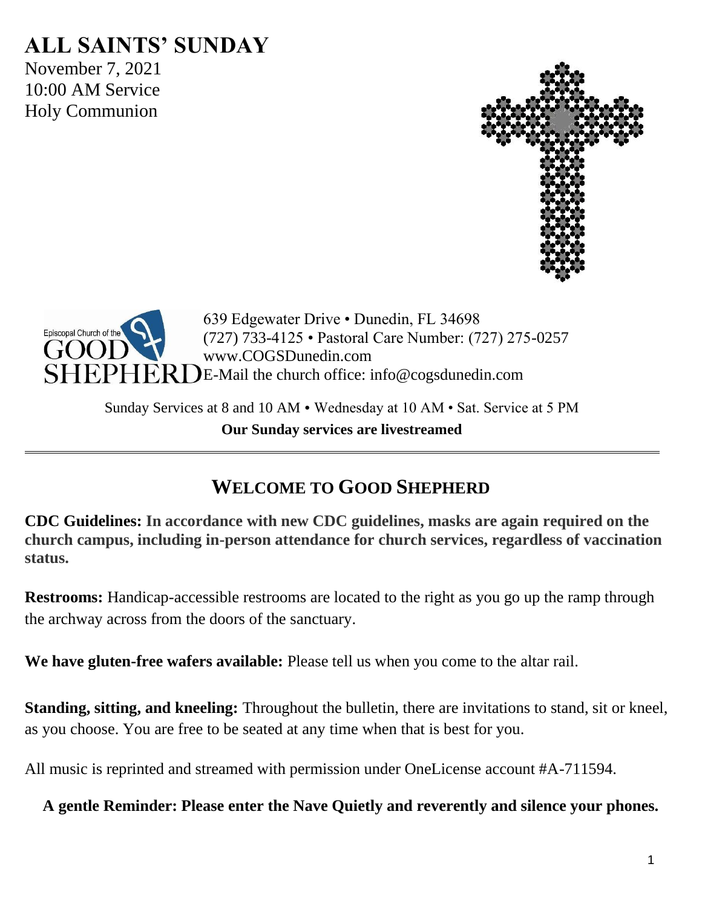# ALL SAINTS' SUNDAY

November 7, 2021
10:00 AM Service
Holy Communion

Episcopal Church of the GOOD SHEPHERD

639 Edgewater Drive • Dunedin, FL 34698
(727) 733-4125 • Pastoral Care Number: (727) 275-0257
www.COGSDunedin.com
E-Mail the church office: info@cogsdunedin.com

Sunday Services at 8 and 10 AM • Wednesday at 10 AM • Sat. Service at 5 PM

**Our Sunday services are livestreamed**

---

## WELCOME TO GOOD SHEPHERD

**CDC Guidelines: In accordance with new CDC guidelines, masks are again required on the church campus, including in-person attendance for church services, regardless of vaccination status.**

**Restrooms:** Handicap-accessible restrooms are located to the right as you go up the ramp through the archway across from the doors of the sanctuary.

**We have gluten-free wafers available:** Please tell us when you come to the altar rail.

**Standing, sitting, and kneeling:** Throughout the bulletin, there are invitations to stand, sit or kneel, as you choose. You are free to be seated at any time when that is best for you.

All music is reprinted and streamed with permission under OneLicense account #A-711594.

**A gentle Reminder: Please enter the Nave Quietly and reverently and silence your phones.**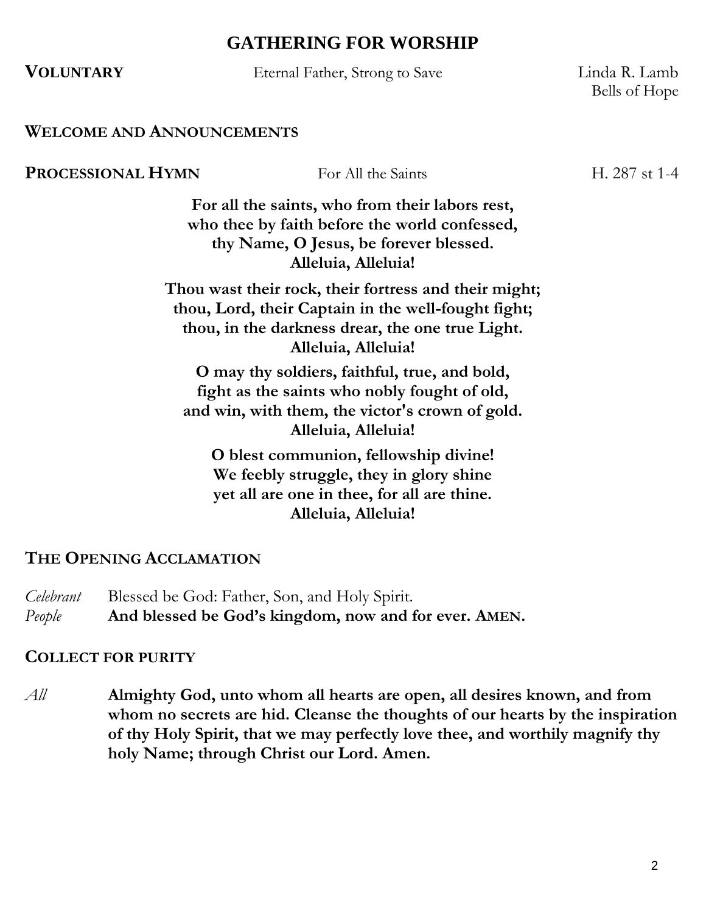# GATHERING FOR WORSHIP

**VOLUNTARY** Eternal Father, Strong to Save Linda R. Lamb
Bells of Hope

**WELCOME AND ANNOUNCEMENTS**

**PROCESSIONAL HYMN** For All the Saints H. 287 st 1-4

**For all the saints, who from their labors rest,**
**who thee by faith before the world confessed,**
**thy Name, O Jesus, be forever blessed.**
**Alleluia, Alleluia!**

**Thou wast their rock, their fortress and their might;**
**thou, Lord, their Captain in the well-fought fight;**
**thou, in the darkness drear, the one true Light.**
**Alleluia, Alleluia!**

**O may thy soldiers, faithful, true, and bold,**
**fight as the saints who nobly fought of old,**
**and win, with them, the victor's crown of gold.**
**Alleluia, Alleluia!**

**O blest communion, fellowship divine!**
**We feebly struggle, they in glory shine**
**yet all are one in thee, for all are thine.**
**Alleluia, Alleluia!**

**THE OPENING ACCLAMATION**

*Celebrant* Blessed be God: Father, Son, and Holy Spirit.
*People* **And blessed be God's kingdom, now and for ever. AMEN.**

**COLLECT FOR PURITY**

*All* **Almighty God, unto whom all hearts are open, all desires known, and from whom no secrets are hid. Cleanse the thoughts of our hearts by the inspiration of thy Holy Spirit, that we may perfectly love thee, and worthily magnify thy holy Name; through Christ our Lord. Amen.**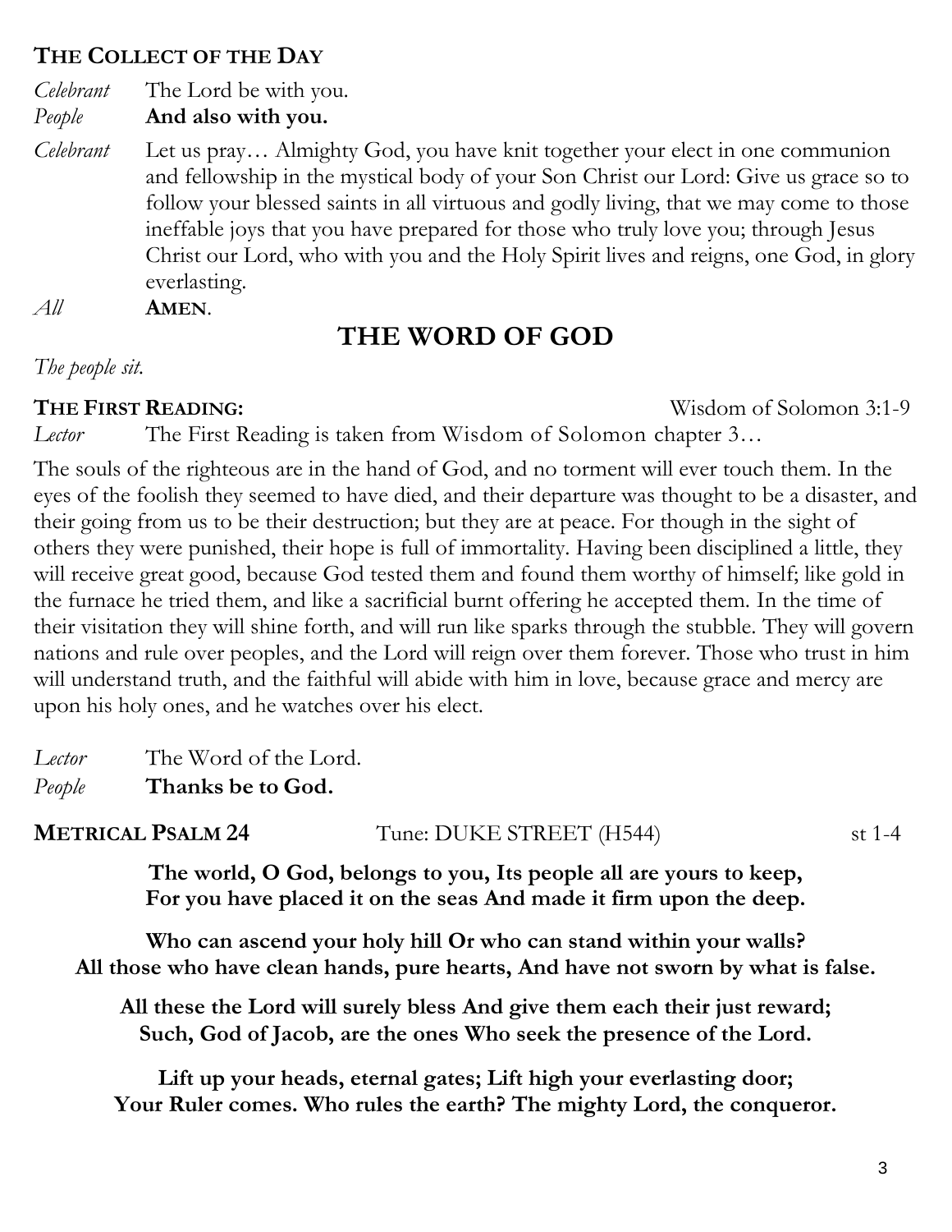### The Collect of the Day

*Celebrant* The Lord be with you.

*People* **And also with you.**

*Celebrant* Let us pray… Almighty God, you have knit together your elect in one communion and fellowship in the mystical body of your Son Christ our Lord: Give us grace so to follow your blessed saints in all virtuous and godly living, that we may come to those ineffable joys that you have prepared for those who truly love you; through Jesus Christ our Lord, who with you and the Holy Spirit lives and reigns, one God, in glory everlasting.

*All* **Amen**.

## THE WORD OF GOD

*The people sit.*

**The First Reading:** Wisdom of Solomon 3:1-9

*Lector* The First Reading is taken from Wisdom of Solomon chapter 3…

The souls of the righteous are in the hand of God, and no torment will ever touch them. In the eyes of the foolish they seemed to have died, and their departure was thought to be a disaster, and their going from us to be their destruction; but they are at peace. For though in the sight of others they were punished, their hope is full of immortality. Having been disciplined a little, they will receive great good, because God tested them and found them worthy of himself; like gold in the furnace he tried them, and like a sacrificial burnt offering he accepted them. In the time of their visitation they will shine forth, and will run like sparks through the stubble. They will govern nations and rule over peoples, and the Lord will reign over them forever. Those who trust in him will understand truth, and the faithful will abide with him in love, because grace and mercy are upon his holy ones, and he watches over his elect.

*Lector* The Word of the Lord.

*People* **Thanks be to God.**

**Metrical Psalm 24** Tune: DUKE STREET (H544) st 1-4

**The world, O God, belongs to you, Its people all are yours to keep,**
**For you have placed it on the seas And made it firm upon the deep.**

**Who can ascend your holy hill Or who can stand within your walls?**
**All those who have clean hands, pure hearts, And have not sworn by what is false.**

**All these the Lord will surely bless And give them each their just reward;**
**Such, God of Jacob, are the ones Who seek the presence of the Lord.**

**Lift up your heads, eternal gates; Lift high your everlasting door;**
**Your Ruler comes. Who rules the earth? The mighty Lord, the conqueror.**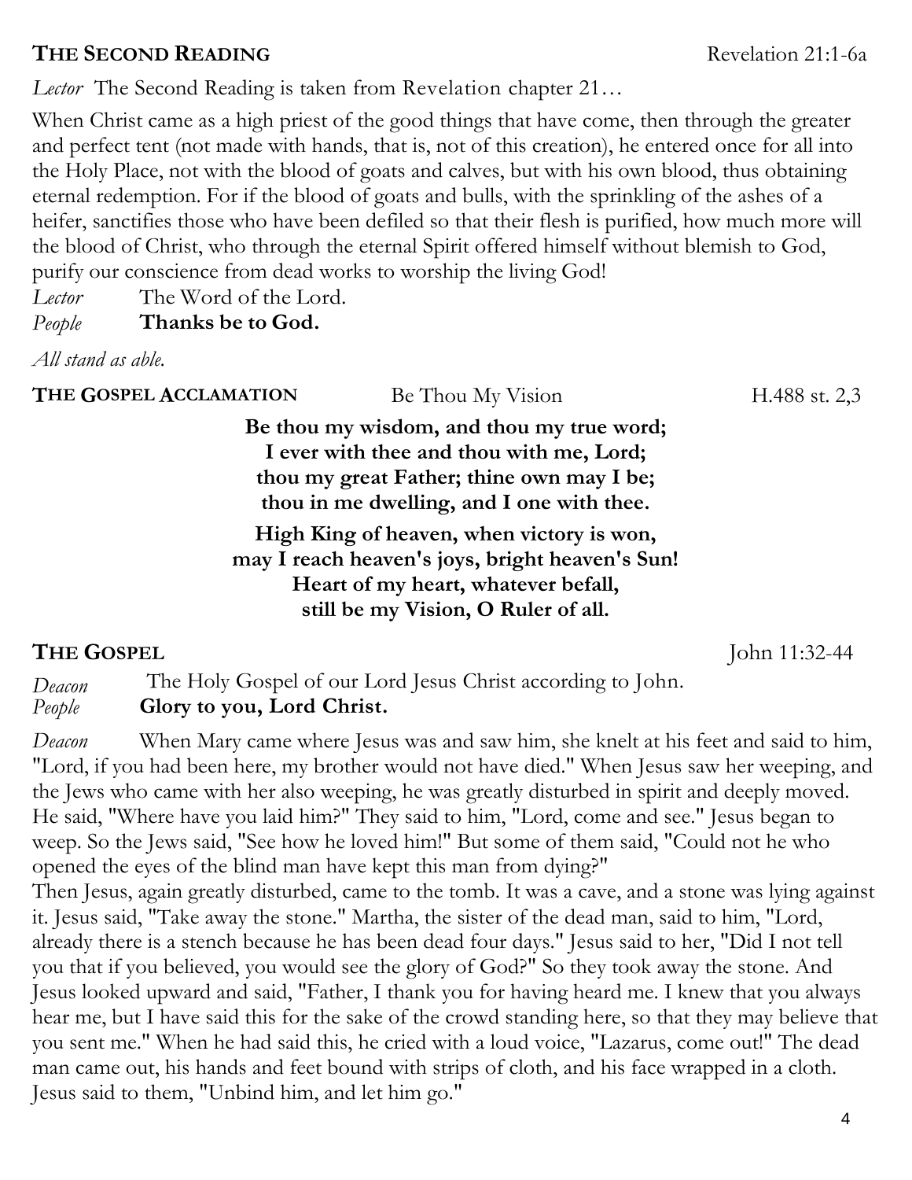**THE SECOND READING** Revelation 21:1-6a

*Lector* The Second Reading is taken from Revelation chapter 21…

When Christ came as a high priest of the good things that have come, then through the greater and perfect tent (not made with hands, that is, not of this creation), he entered once for all into the Holy Place, not with the blood of goats and calves, but with his own blood, thus obtaining eternal redemption. For if the blood of goats and bulls, with the sprinkling of the ashes of a heifer, sanctifies those who have been defiled so that their flesh is purified, how much more will the blood of Christ, who through the eternal Spirit offered himself without blemish to God, purify our conscience from dead works to worship the living God!

*Lector* The Word of the Lord.
*People* **Thanks be to God.**

*All stand as able.*

**THE GOSPEL ACCLAMATION** Be Thou My Vision H.488 st. 2,3

**Be thou my wisdom, and thou my true word;**
**I ever with thee and thou with me, Lord;**
**thou my great Father; thine own may I be;**
**thou in me dwelling, and I one with thee.**

**High King of heaven, when victory is won,**
**may I reach heaven's joys, bright heaven's Sun!**
**Heart of my heart, whatever befall,**
**still be my Vision, O Ruler of all.**

**THE GOSPEL** John 11:32-44

*Deacon* The Holy Gospel of our Lord Jesus Christ according to John.
*People* **Glory to you, Lord Christ.**

*Deacon* When Mary came where Jesus was and saw him, she knelt at his feet and said to him, "Lord, if you had been here, my brother would not have died." When Jesus saw her weeping, and the Jews who came with her also weeping, he was greatly disturbed in spirit and deeply moved. He said, "Where have you laid him?" They said to him, "Lord, come and see." Jesus began to weep. So the Jews said, "See how he loved him!" But some of them said, "Could not he who opened the eyes of the blind man have kept this man from dying?"
Then Jesus, again greatly disturbed, came to the tomb. It was a cave, and a stone was lying against it. Jesus said, "Take away the stone." Martha, the sister of the dead man, said to him, "Lord, already there is a stench because he has been dead four days." Jesus said to her, "Did I not tell you that if you believed, you would see the glory of God?" So they took away the stone. And Jesus looked upward and said, "Father, I thank you for having heard me. I knew that you always hear me, but I have said this for the sake of the crowd standing here, so that they may believe that you sent me." When he had said this, he cried with a loud voice, "Lazarus, come out!" The dead man came out, his hands and feet bound with strips of cloth, and his face wrapped in a cloth. Jesus said to them, "Unbind him, and let him go."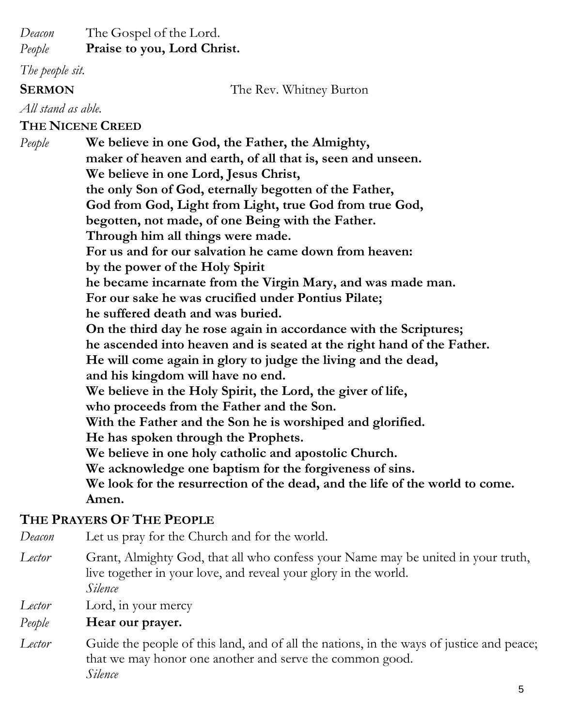*Deacon* The Gospel of the Lord.
*People* **Praise to you, Lord Christ.**

*The people sit.*

**SERMON** The Rev. Whitney Burton

*All stand as able.*

**THE NICENE CREED**

*People* **We believe in one God, the Father, the Almighty,
maker of heaven and earth, of all that is, seen and unseen.
We believe in one Lord, Jesus Christ,
the only Son of God, eternally begotten of the Father,
God from God, Light from Light, true God from true God,
begotten, not made, of one Being with the Father.
Through him all things were made.
For us and for our salvation he came down from heaven:
by the power of the Holy Spirit
he became incarnate from the Virgin Mary, and was made man.
For our sake he was crucified under Pontius Pilate;
he suffered death and was buried.
On the third day he rose again in accordance with the Scriptures;
he ascended into heaven and is seated at the right hand of the Father.
He will come again in glory to judge the living and the dead,
and his kingdom will have no end.
We believe in the Holy Spirit, the Lord, the giver of life,
who proceeds from the Father and the Son.
With the Father and the Son he is worshiped and glorified.
He has spoken through the Prophets.
We believe in one holy catholic and apostolic Church.
We acknowledge one baptism for the forgiveness of sins.
We look for the resurrection of the dead, and the life of the world to come.
Amen.**

**THE PRAYERS OF THE PEOPLE**

*Deacon* Let us pray for the Church and for the world.

*Lector* Grant, Almighty God, that all who confess your Name may be united in your truth, live together in your love, and reveal your glory in the world.
*Silence*

*Lector* Lord, in your mercy
*People* **Hear our prayer.**

*Lector* Guide the people of this land, and of all the nations, in the ways of justice and peace; that we may honor one another and serve the common good.
*Silence*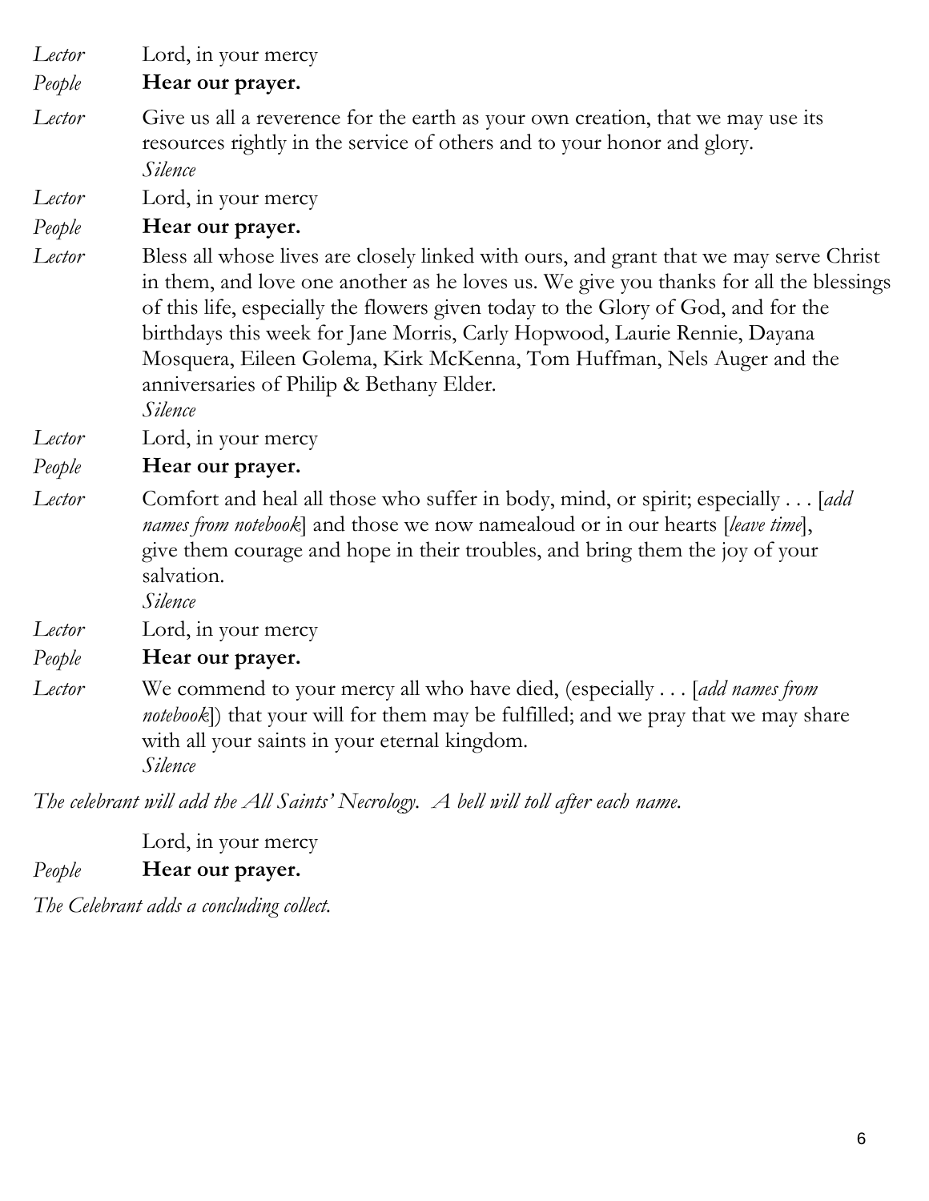*Lector* Lord, in your mercy

*People* **Hear our prayer.**

*Lector* Give us all a reverence for the earth as your own creation, that we may use its resources rightly in the service of others and to your honor and glory.
*Silence*

*Lector* Lord, in your mercy

*People* **Hear our prayer.**

*Lector* Bless all whose lives are closely linked with ours, and grant that we may serve Christ in them, and love one another as he loves us. We give you thanks for all the blessings of this life, especially the flowers given today to the Glory of God, and for the birthdays this week for Jane Morris, Carly Hopwood, Laurie Rennie, Dayana Mosquera, Eileen Golema, Kirk McKenna, Tom Huffman, Nels Auger and the anniversaries of Philip & Bethany Elder.
*Silence*

*Lector* Lord, in your mercy

*People* **Hear our prayer.**

*Lector* Comfort and heal all those who suffer in body, mind, or spirit; especially . . . [*add names from notebook*] and those we now namealoud or in our hearts [*leave time*], give them courage and hope in their troubles, and bring them the joy of your salvation.
*Silence*

*Lector* Lord, in your mercy

*People* **Hear our prayer.**

*Lector* We commend to your mercy all who have died, (especially . . . [*add names from notebook*]) that your will for them may be fulfilled; and we pray that we may share with all your saints in your eternal kingdom.
*Silence*

*The celebrant will add the All Saints' Necrology. A bell will toll after each name.*

Lord, in your mercy

*People* **Hear our prayer.**

*The Celebrant adds a concluding collect.*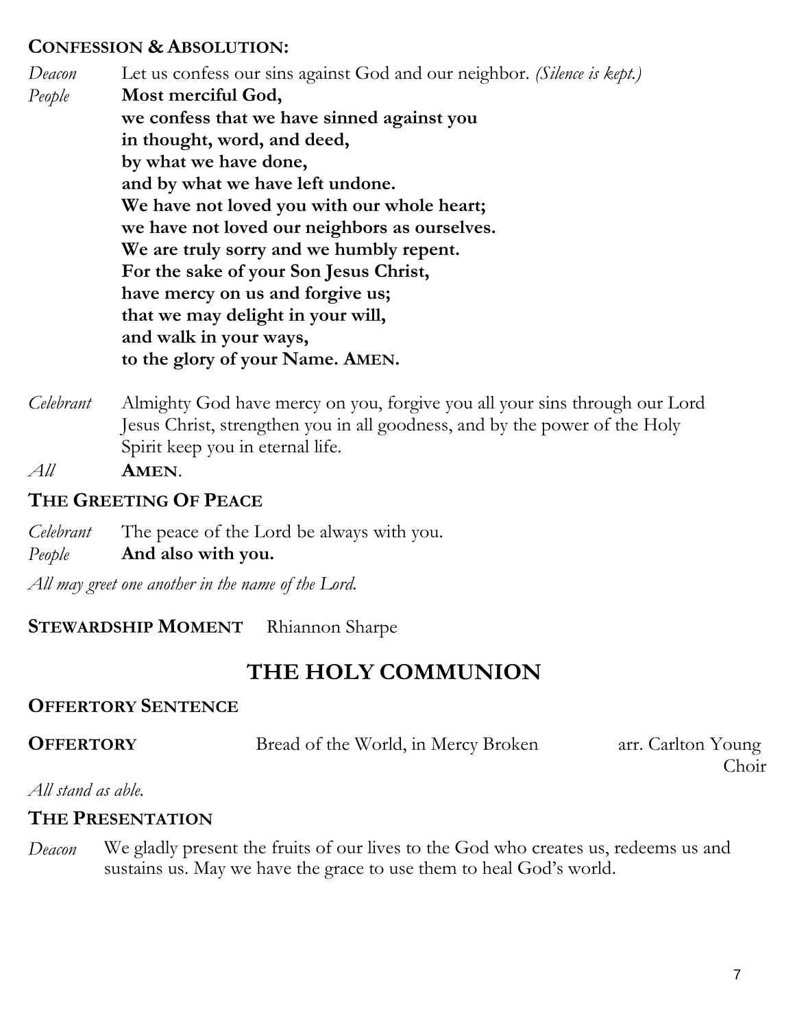**CONFESSION & ABSOLUTION:**

*Deacon* Let us confess our sins against God and our neighbor. *(Silence is kept.)*

*People* **Most merciful God,**
**we confess that we have sinned against you**
**in thought, word, and deed,**
**by what we have done,**
**and by what we have left undone.**
**We have not loved you with our whole heart;**
**we have not loved our neighbors as ourselves.**
**We are truly sorry and we humbly repent.**
**For the sake of your Son Jesus Christ,**
**have mercy on us and forgive us;**
**that we may delight in your will,**
**and walk in your ways,**
**to the glory of your Name. AMEN.**

*Celebrant* Almighty God have mercy on you, forgive you all your sins through our Lord Jesus Christ, strengthen you in all goodness, and by the power of the Holy Spirit keep you in eternal life.

*All* **AMEN**.

**THE GREETING OF PEACE**

*Celebrant* The peace of the Lord be always with you.

*People* **And also with you.**

*All may greet one another in the name of the Lord.*

**STEWARDSHIP MOMENT** Rhiannon Sharpe

# THE HOLY COMMUNION

**OFFERTORY SENTENCE**

**OFFERTORY** Bread of the World, in Mercy Broken arr. Carlton Young
Choir

*All stand as able.*

**THE PRESENTATION**

*Deacon* We gladly present the fruits of our lives to the God who creates us, redeems us and sustains us. May we have the grace to use them to heal God's world.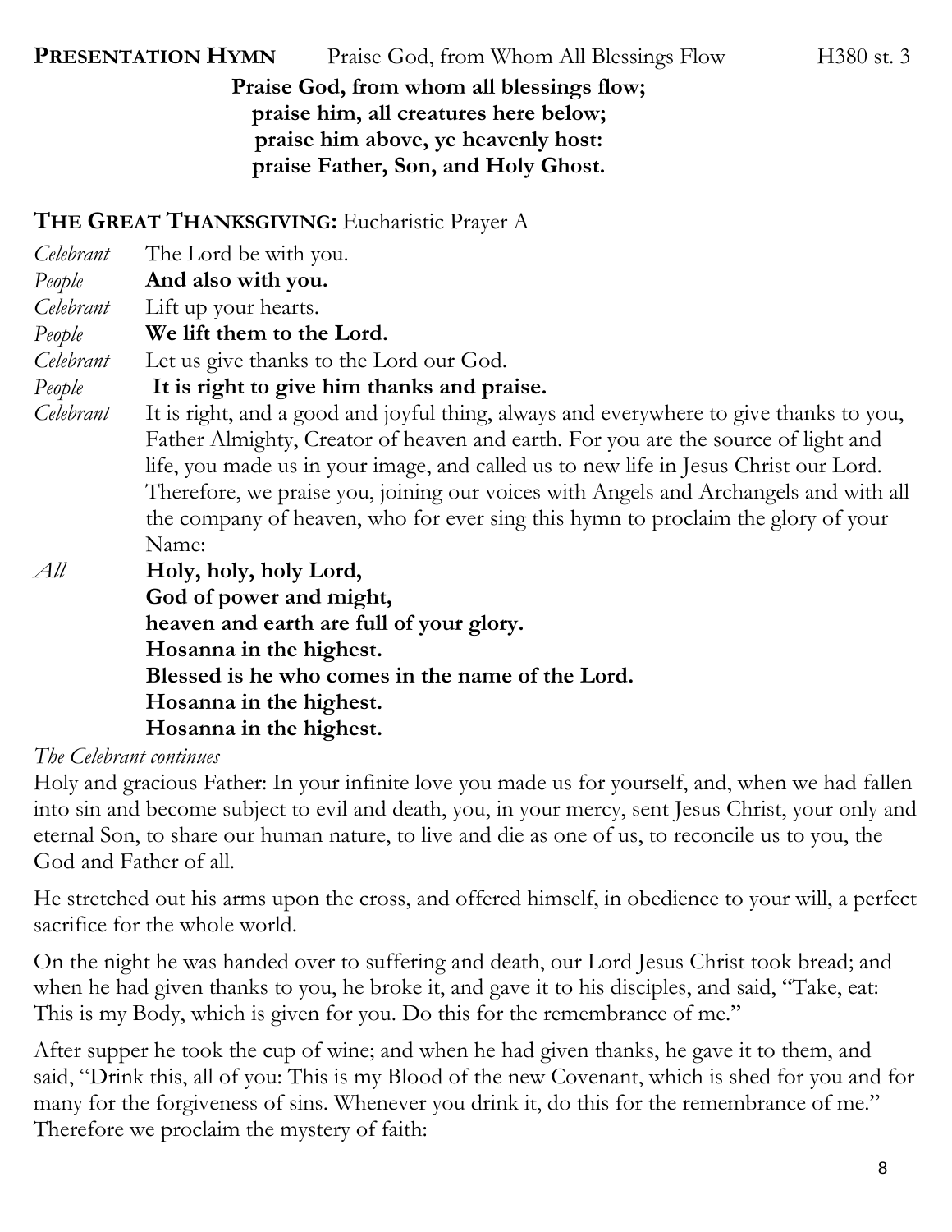**PRESENTATION HYMN** Praise God, from Whom All Blessings Flow H380 st. 3

**Praise God, from whom all blessings flow;**
**praise him, all creatures here below;**
**praise him above, ye heavenly host:**
**praise Father, Son, and Holy Ghost.**

**THE GREAT THANKSGIVING:** Eucharistic Prayer A

*Celebrant* The Lord be with you.
*People* **And also with you.**
*Celebrant* Lift up your hearts.
*People* **We lift them to the Lord.**
*Celebrant* Let us give thanks to the Lord our God.
*People* **It is right to give him thanks and praise.**
*Celebrant* It is right, and a good and joyful thing, always and everywhere to give thanks to you, Father Almighty, Creator of heaven and earth. For you are the source of light and life, you made us in your image, and called us to new life in Jesus Christ our Lord. Therefore, we praise you, joining our voices with Angels and Archangels and with all the company of heaven, who for ever sing this hymn to proclaim the glory of your Name:
*All* **Holy, holy, holy Lord,**
**God of power and might,**
**heaven and earth are full of your glory.**
**Hosanna in the highest.**
**Blessed is he who comes in the name of the Lord.**
**Hosanna in the highest.**
**Hosanna in the highest.**

*The Celebrant continues*

Holy and gracious Father: In your infinite love you made us for yourself, and, when we had fallen into sin and become subject to evil and death, you, in your mercy, sent Jesus Christ, your only and eternal Son, to share our human nature, to live and die as one of us, to reconcile us to you, the God and Father of all.

He stretched out his arms upon the cross, and offered himself, in obedience to your will, a perfect sacrifice for the whole world.

On the night he was handed over to suffering and death, our Lord Jesus Christ took bread; and when he had given thanks to you, he broke it, and gave it to his disciples, and said, "Take, eat: This is my Body, which is given for you. Do this for the remembrance of me."

After supper he took the cup of wine; and when he had given thanks, he gave it to them, and said, "Drink this, all of you: This is my Blood of the new Covenant, which is shed for you and for many for the forgiveness of sins. Whenever you drink it, do this for the remembrance of me."
Therefore we proclaim the mystery of faith: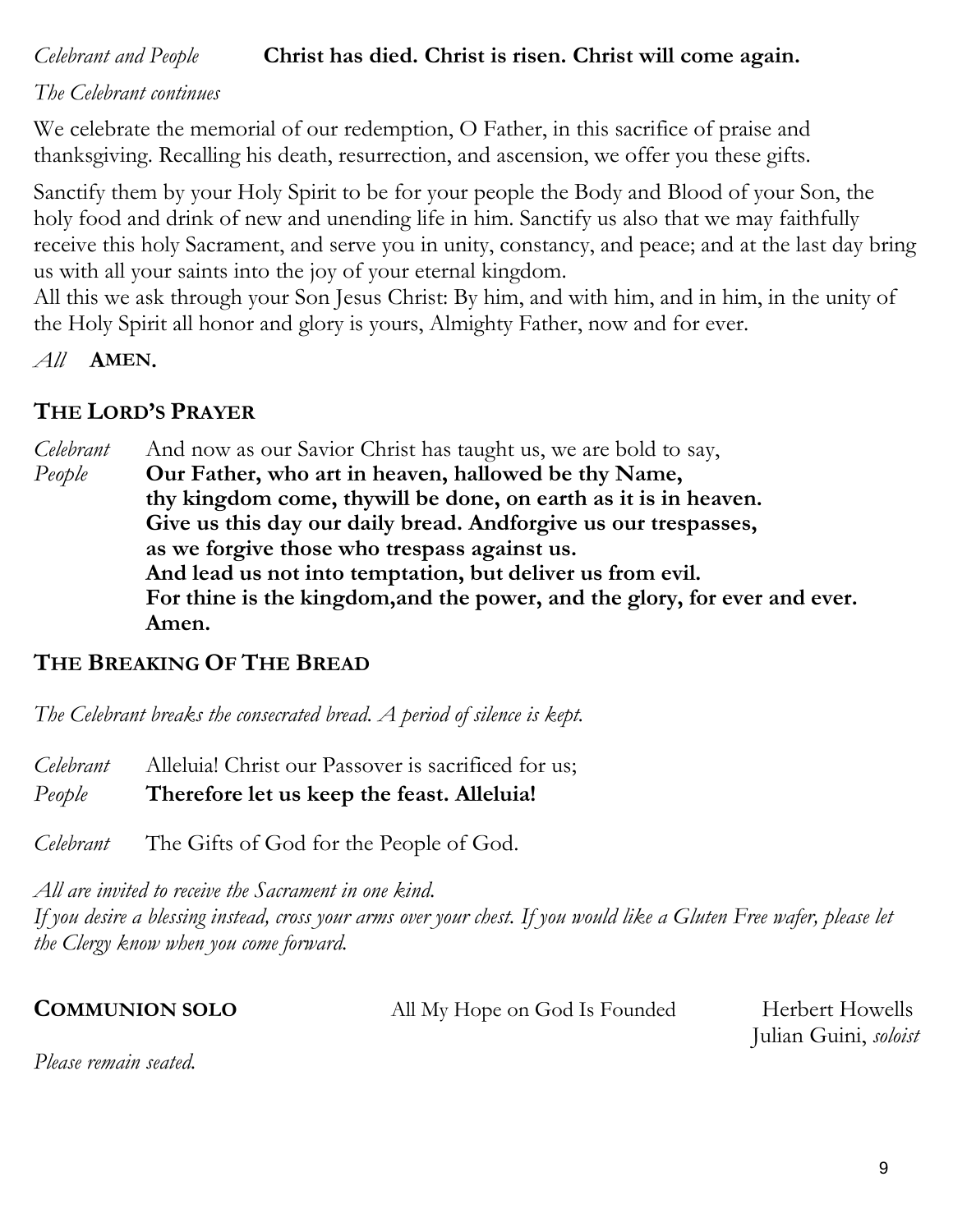*Celebrant and People* **Christ has died. Christ is risen. Christ will come again.**

*The Celebrant continues*

We celebrate the memorial of our redemption, O Father, in this sacrifice of praise and thanksgiving. Recalling his death, resurrection, and ascension, we offer you these gifts.

Sanctify them by your Holy Spirit to be for your people the Body and Blood of your Son, the holy food and drink of new and unending life in him. Sanctify us also that we may faithfully receive this holy Sacrament, and serve you in unity, constancy, and peace; and at the last day bring us with all your saints into the joy of your eternal kingdom.
All this we ask through your Son Jesus Christ: By him, and with him, and in him, in the unity of the Holy Spirit all honor and glory is yours, Almighty Father, now and for ever.

*All* **AMEN.**

## THE LORD'S PRAYER

*Celebrant* And now as our Savior Christ has taught us, we are bold to say,
*People* **Our Father, who art in heaven, hallowed be thy Name,
thy kingdom come, thywill be done, on earth as it is in heaven.
Give us this day our daily bread. Andforgive us our trespasses,
as we forgive those who trespass against us.
And lead us not into temptation, but deliver us from evil.
For thine is the kingdom,and the power, and the glory, for ever and ever.
Amen.**

## THE BREAKING OF THE BREAD

*The Celebrant breaks the consecrated bread. A period of silence is kept.*

*Celebrant* Alleluia! Christ our Passover is sacrificed for us;
*People* **Therefore let us keep the feast. Alleluia!**

*Celebrant* The Gifts of God for the People of God.

*All are invited to receive the Sacrament in one kind.*
*If you desire a blessing instead, cross your arms over your chest. If you would like a Gluten Free wafer, please let the Clergy know when you come forward.*

**COMMUNION SOLO** All My Hope on God Is Founded Herbert Howells
Julian Guini, *soloist*

*Please remain seated.*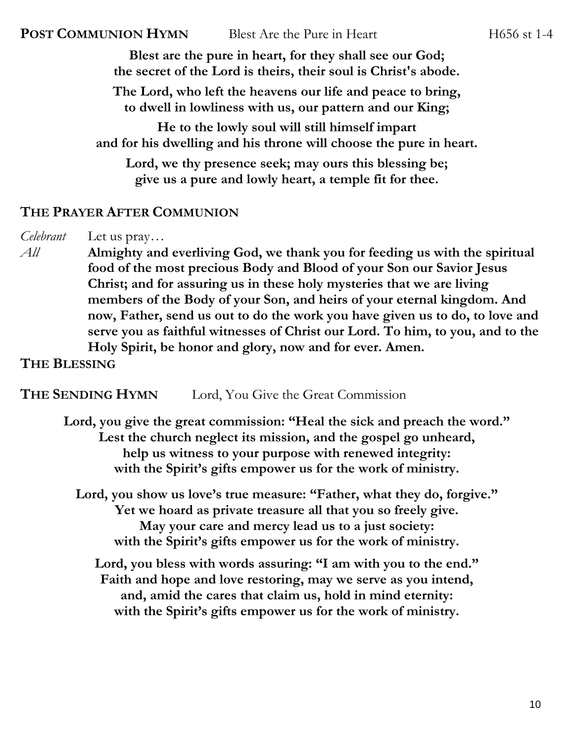**POST COMMUNION HYMN** Blest Are the Pure in Heart H656 st 1-4

**Blest are the pure in heart, for they shall see our God;**
**the secret of the Lord is theirs, their soul is Christ's abode.**

**The Lord, who left the heavens our life and peace to bring,**
**to dwell in lowliness with us, our pattern and our King;**

**He to the lowly soul will still himself impart**
**and for his dwelling and his throne will choose the pure in heart.**

**Lord, we thy presence seek; may ours this blessing be;**
**give us a pure and lowly heart, a temple fit for thee.**

## THE PRAYER AFTER COMMUNION

*Celebrant* Let us pray…

*All* **Almighty and everliving God, we thank you for feeding us with the spiritual food of the most precious Body and Blood of your Son our Savior Jesus Christ; and for assuring us in these holy mysteries that we are living members of the Body of your Son, and heirs of your eternal kingdom. And now, Father, send us out to do the work you have given us to do, to love and serve you as faithful witnesses of Christ our Lord. To him, to you, and to the Holy Spirit, be honor and glory, now and for ever. Amen.**

## THE BLESSING

**THE SENDING HYMN** Lord, You Give the Great Commission

**Lord, you give the great commission: "Heal the sick and preach the word."**
**Lest the church neglect its mission, and the gospel go unheard,**
**help us witness to your purpose with renewed integrity:**
**with the Spirit's gifts empower us for the work of ministry.**

**Lord, you show us love's true measure: "Father, what they do, forgive."**
**Yet we hoard as private treasure all that you so freely give.**
**May your care and mercy lead us to a just society:**
**with the Spirit's gifts empower us for the work of ministry.**

**Lord, you bless with words assuring: "I am with you to the end."**
**Faith and hope and love restoring, may we serve as you intend,**
**and, amid the cares that claim us, hold in mind eternity:**
**with the Spirit's gifts empower us for the work of ministry.**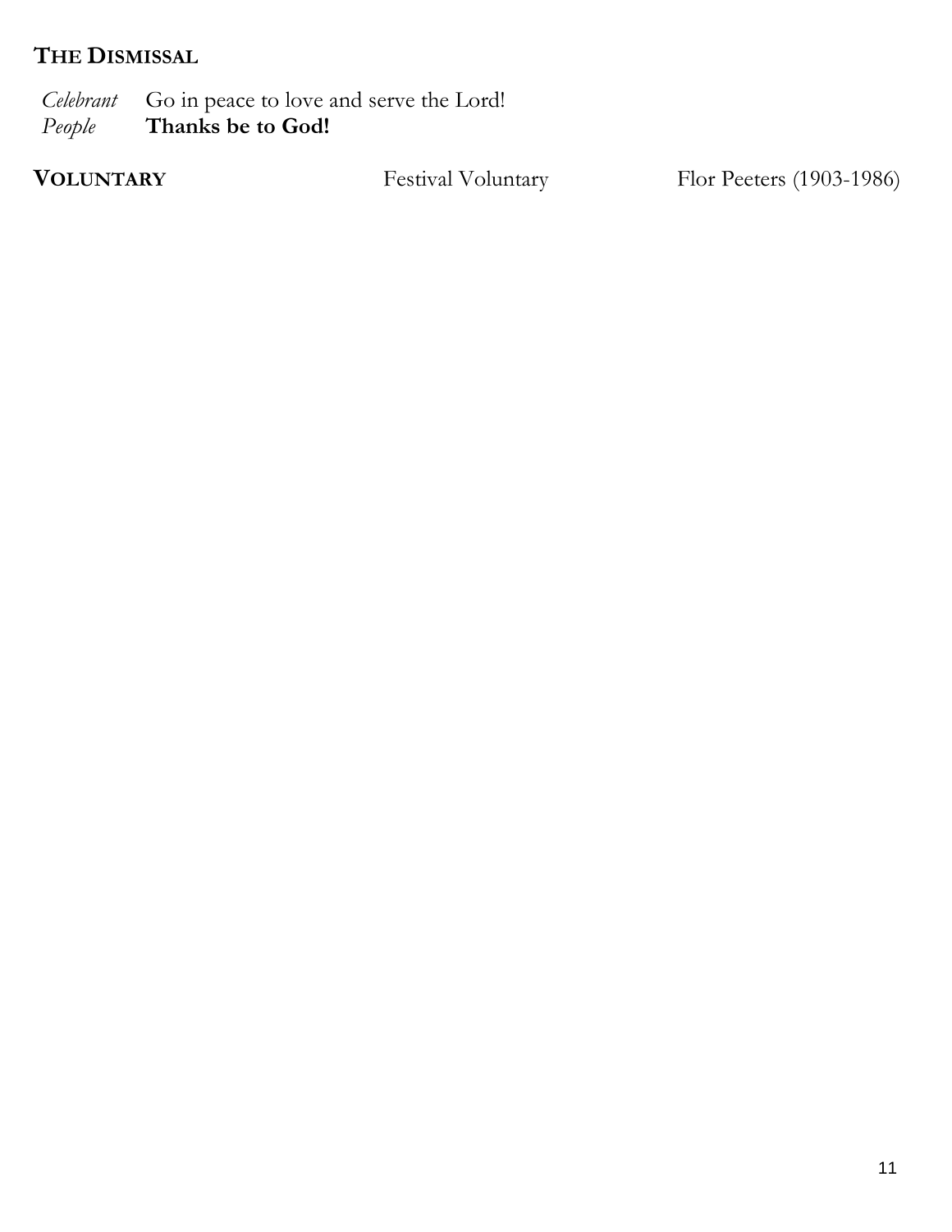## THE DISMISSAL

*Celebrant* Go in peace to love and serve the Lord!
*People* **Thanks be to God!**

**VOLUNTARY** Festival Voluntary Flor Peeters (1903-1986)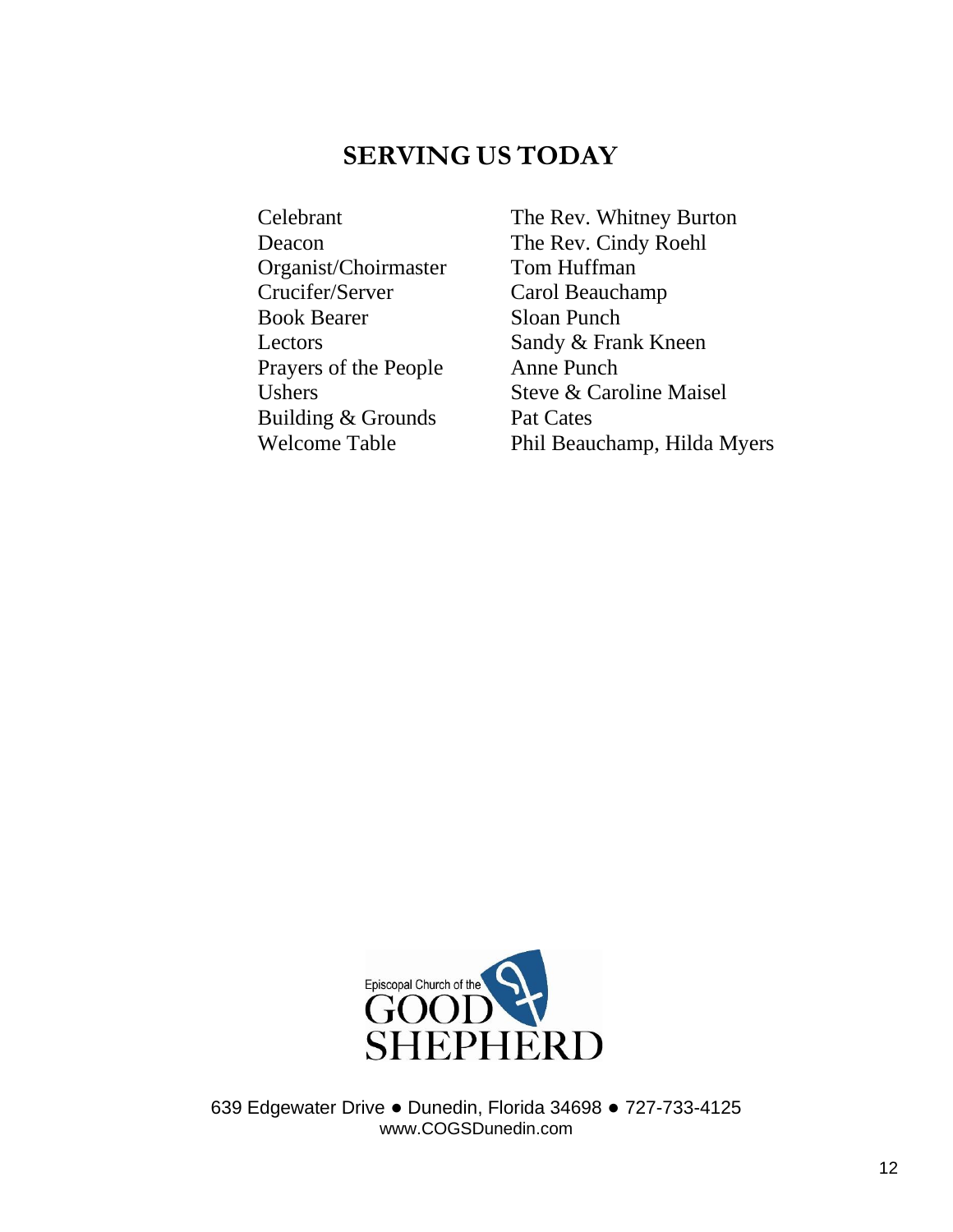## SERVING US TODAY

| | |
|---|---|
| Celebrant | The Rev. Whitney Burton |
| Deacon | The Rev. Cindy Roehl |
| Organist/Choirmaster | Tom Huffman |
| Crucifer/Server | Carol Beauchamp |
| Book Bearer | Sloan Punch |
| Lectors | Sandy & Frank Kneen |
| Prayers of the People | Anne Punch |
| Ushers | Steve & Caroline Maisel |
| Building & Grounds | Pat Cates |
| Welcome Table | Phil Beauchamp, Hilda Myers |

Episcopal Church of the GOOD SHEPHERD

639 Edgewater Drive ● Dunedin, Florida 34698 ● 727-733-4125
www.COGSDunedin.com